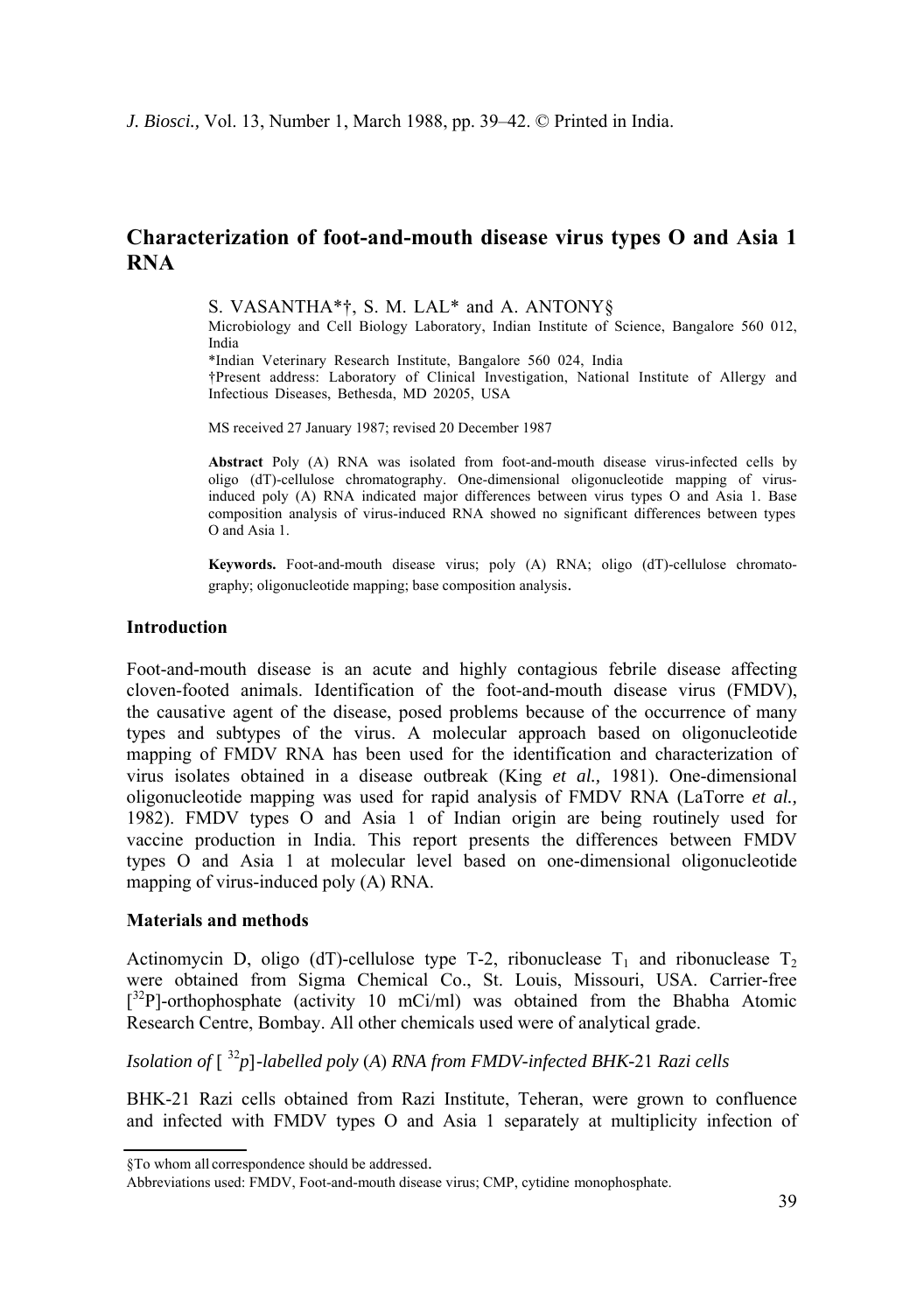# Characterization of foot-and-mouth disease virus types O and Asia 1 RNA

S. VASANTHA*†, S. M. LAL* and A. ANTONY§

Microbiology and Cell Biology Laboratory, Indian Institute of Science, Bangalore 560 012, India

*Indian Veterinary Research Institute, Bangalore 560 024, India

†Present address: Laboratory of Clinical Investigation, National Institute of Allergy and Infectious Diseases, Bethesda, MD 20205, USA

MS received 27 January 1987; revised 20 December 1987

**Abstract** Poly (A) RNA was isolated from foot-and-mouth disease virus-infected cells by oligo (dT)-cellulose chromatography. One-dimensional oligonucleotide mapping of virus-induced poly (A) RNA indicated major differences between virus types O and Asia 1. Base composition analysis of virus-induced RNA showed no significant differences between types O and Asia 1.

**Keywords.** Foot-and-mouth disease virus; poly (A) RNA; oligo (dT)-cellulose chromatography; oligonucleotide mapping; base composition analysis.

## Introduction

Foot-and-mouth disease is an acute and highly contagious febrile disease affecting cloven-footed animals. Identification of the foot-and-mouth disease virus (FMDV), the causative agent of the disease, posed problems because of the occurrence of many types and subtypes of the virus. A molecular approach based on oligonucleotide mapping of FMDV RNA has been used for the identification and characterization of virus isolates obtained in a disease outbreak (King *et al.,* 1981). One-dimensional oligonucleotide mapping was used for rapid analysis of FMDV RNA (LaTorre *et al.,* 1982). FMDV types O and Asia 1 of Indian origin are being routinely used for vaccine production in India. This report presents the differences between FMDV types O and Asia 1 at molecular level based on one-dimensional oligonucleotide mapping of virus-induced poly (A) RNA.

## Materials and methods

Actinomycin D, oligo (dT)-cellulose type T-2, ribonuclease $T_1$ and ribonuclease $T_2$ were obtained from Sigma Chemical Co., St. Louis, Missouri, USA. Carrier-free [$^{32}$P]-orthophosphate (activity 10 mCi/ml) was obtained from the Bhabha Atomic Research Centre, Bombay. All other chemicals used were of analytical grade.

### *Isolation of [$^{32}$p]-labelled poly (A) RNA from FMDV-infected BHK-21 Razi cells*

BHK-21 Razi cells obtained from Razi Institute, Teheran, were grown to confluence and infected with FMDV types O and Asia 1 separately at multiplicity infection of

---

§To whom all correspondence should be addressed.

Abbreviations used: FMDV, Foot-and-mouth disease virus; CMP, cytidine monophosphate.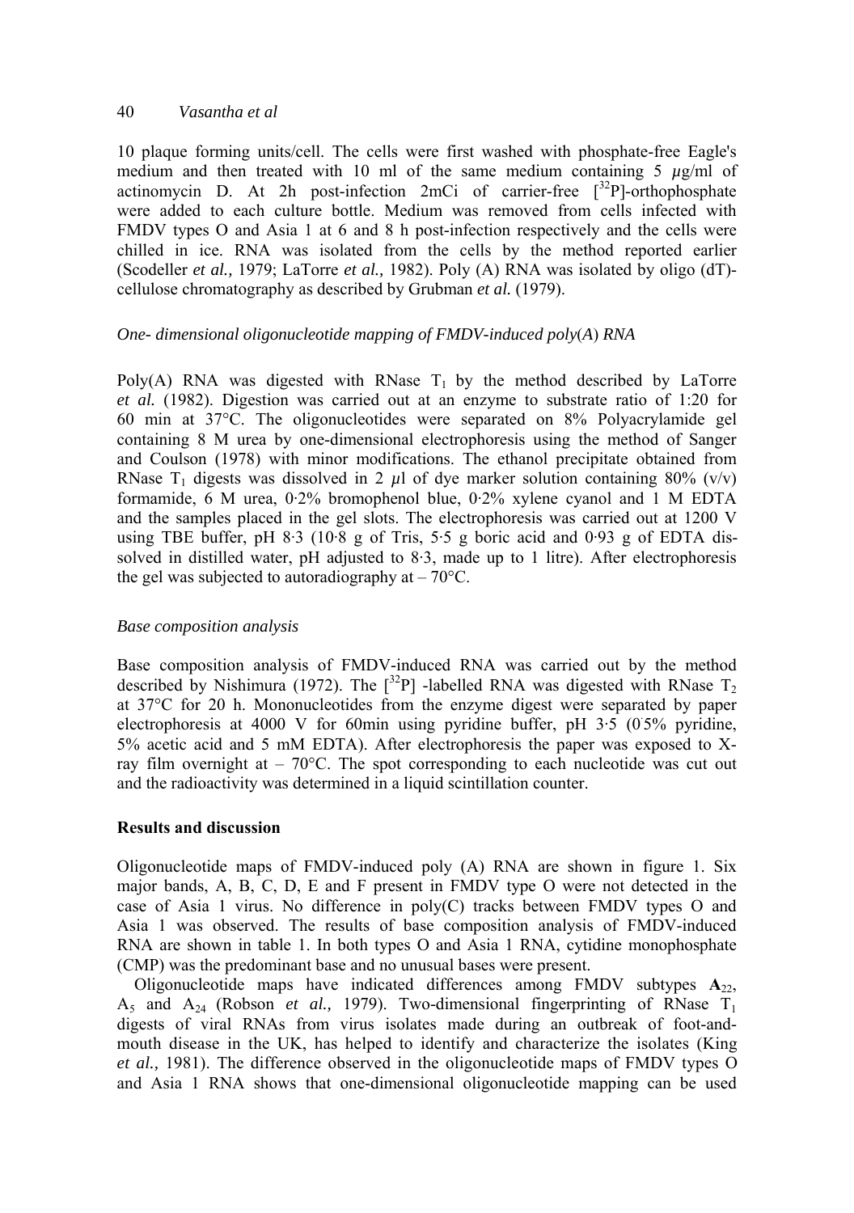10 plaque forming units/cell. The cells were first washed with phosphate-free Eagle's medium and then treated with 10 ml of the same medium containing 5 $\mu$g/ml of actinomycin D. At 2h post-infection 2mCi of carrier-free [$^{32}$P]-orthophosphate were added to each culture bottle. Medium was removed from cells infected with FMDV types O and Asia 1 at 6 and 8 h post-infection respectively and the cells were chilled in ice. RNA was isolated from the cells by the method reported earlier (Scodeller *et al.,* 1979; LaTorre *et al.,* 1982). Poly (A) RNA was isolated by oligo (dT)-cellulose chromatography as described by Grubman *et al.* (1979).

### *One- dimensional oligonucleotide mapping of FMDV-induced poly(A) RNA*

Poly(A) RNA was digested with RNase $T_1$ by the method described by LaTorre *et al.* (1982). Digestion was carried out at an enzyme to substrate ratio of 1:20 for 60 min at 37°C. The oligonucleotides were separated on 8% Polyacrylamide gel containing 8 M urea by one-dimensional electrophoresis using the method of Sanger and Coulson (1978) with minor modifications. The ethanol precipitate obtained from RNase $T_1$ digests was dissolved in 2 $\mu$l of dye marker solution containing 80% (v/v) formamide, 6 M urea, 0·2% bromophenol blue, 0·2% xylene cyanol and 1 M EDTA and the samples placed in the gel slots. The electrophoresis was carried out at 1200 V using TBE buffer, pH 8·3 (10·8 g of Tris, 5·5 g boric acid and 0·93 g of EDTA dissolved in distilled water, pH adjusted to 8·3, made up to 1 litre). After electrophoresis the gel was subjected to autoradiography at – 70°C.

### *Base composition analysis*

Base composition analysis of FMDV-induced RNA was carried out by the method described by Nishimura (1972). The [$^{32}$P] -labelled RNA was digested with RNase $T_2$ at 37°C for 20 h. Mononucleotides from the enzyme digest were separated by paper electrophoresis at 4000 V for 60min using pyridine buffer, pH 3·5 (0·5% pyridine, 5% acetic acid and 5 mM EDTA). After electrophoresis the paper was exposed to X-ray film overnight at – 70°C. The spot corresponding to each nucleotide was cut out and the radioactivity was determined in a liquid scintillation counter.

## **Results and discussion**

Oligonucleotide maps of FMDV-induced poly (A) RNA are shown in figure 1. Six major bands, A, B, C, D, E and F present in FMDV type O were not detected in the case of Asia 1 virus. No difference in poly(C) tracks between FMDV types O and Asia 1 was observed. The results of base composition analysis of FMDV-induced RNA are shown in table 1. In both types O and Asia 1 RNA, cytidine monophosphate (CMP) was the predominant base and no unusual bases were present.

Oligonucleotide maps have indicated differences among FMDV subtypes $\mathbf{A}_{22}$, $A_5$ and $A_{24}$ (Robson *et al.,* 1979). Two-dimensional fingerprinting of RNase $T_1$ digests of viral RNAs from virus isolates made during an outbreak of foot-and-mouth disease in the UK, has helped to identify and characterize the isolates (King *et al.,* 1981). The difference observed in the oligonucleotide maps of FMDV types O and Asia 1 RNA shows that one-dimensional oligonucleotide mapping can be used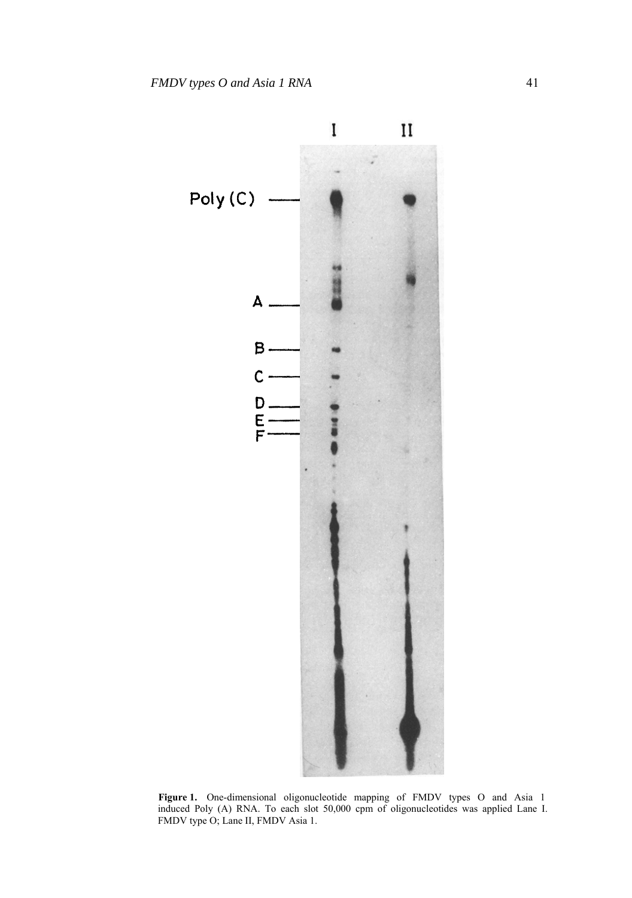**Figure 1.** One-dimensional oligonucleotide mapping of FMDV types O and Asia 1 induced Poly (A) RNA. To each slot 50,000 cpm of oligonucleotides was applied Lane I. FMDV type O; Lane II, FMDV Asia 1.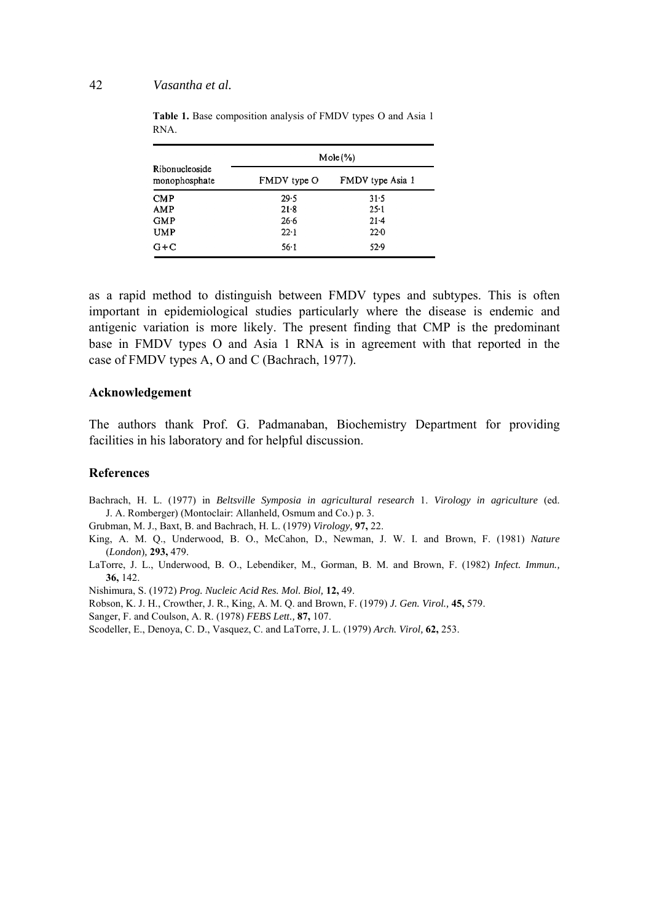**Table 1.** Base composition analysis of FMDV types O and Asia 1 RNA.

| Ribonucleoside monophosphate | Mole (%) | |
|---|---|---|
| | FMDV type O | FMDV type Asia 1 |
| CMP | 29·5 | 31·5 |
| AMP | 21·8 | 25·1 |
| GMP | 26·6 | 21·4 |
| UMP | 22·1 | 22·0 |
| G+C | 56·1 | 52·9 |

as a rapid method to distinguish between FMDV types and subtypes. This is often important in epidemiological studies particularly where the disease is endemic and antigenic variation is more likely. The present finding that CMP is the predominant base in FMDV types O and Asia 1 RNA is in agreement with that reported in the case of FMDV types A, O and C (Bachrach, 1977).

## Acknowledgement

The authors thank Prof. G. Padmanaban, Biochemistry Department for providing facilities in his laboratory and for helpful discussion.

## References

Bachrach, H. L. (1977) in *Beltsville Symposia in agricultural research* 1. *Virology in agriculture* (ed. J. A. Romberger) (Montoclair: Allanheld, Osmum and Co.) p. 3.

Grubman, M. J., Baxt, B. and Bachrach, H. L. (1979) *Virology,* **97,** 22.

King, A. M. Q., Underwood, B. O., McCahon, D., Newman, J. W. I. and Brown, F. (1981) *Nature* (*London*), **293,** 479.

LaTorre, J. L., Underwood, B. O., Lebendiker, M., Gorman, B. M. and Brown, F. (1982) *Infect. Immun.,* **36,** 142.

Nishimura, S. (1972) *Prog. Nucleic Acid Res. Mol. Biol,* **12,** 49.

Robson, K. J. H., Crowther, J. R., King, A. M. Q. and Brown, F. (1979) *J. Gen. Virol.,* **45,** 579.

Sanger, F. and Coulson, A. R. (1978) *FEBS Lett.,* **87,** 107.

Scodeller, E., Denoya, C. D., Vasquez, C. and LaTorre, J. L. (1979) *Arch. Virol,* **62,** 253.